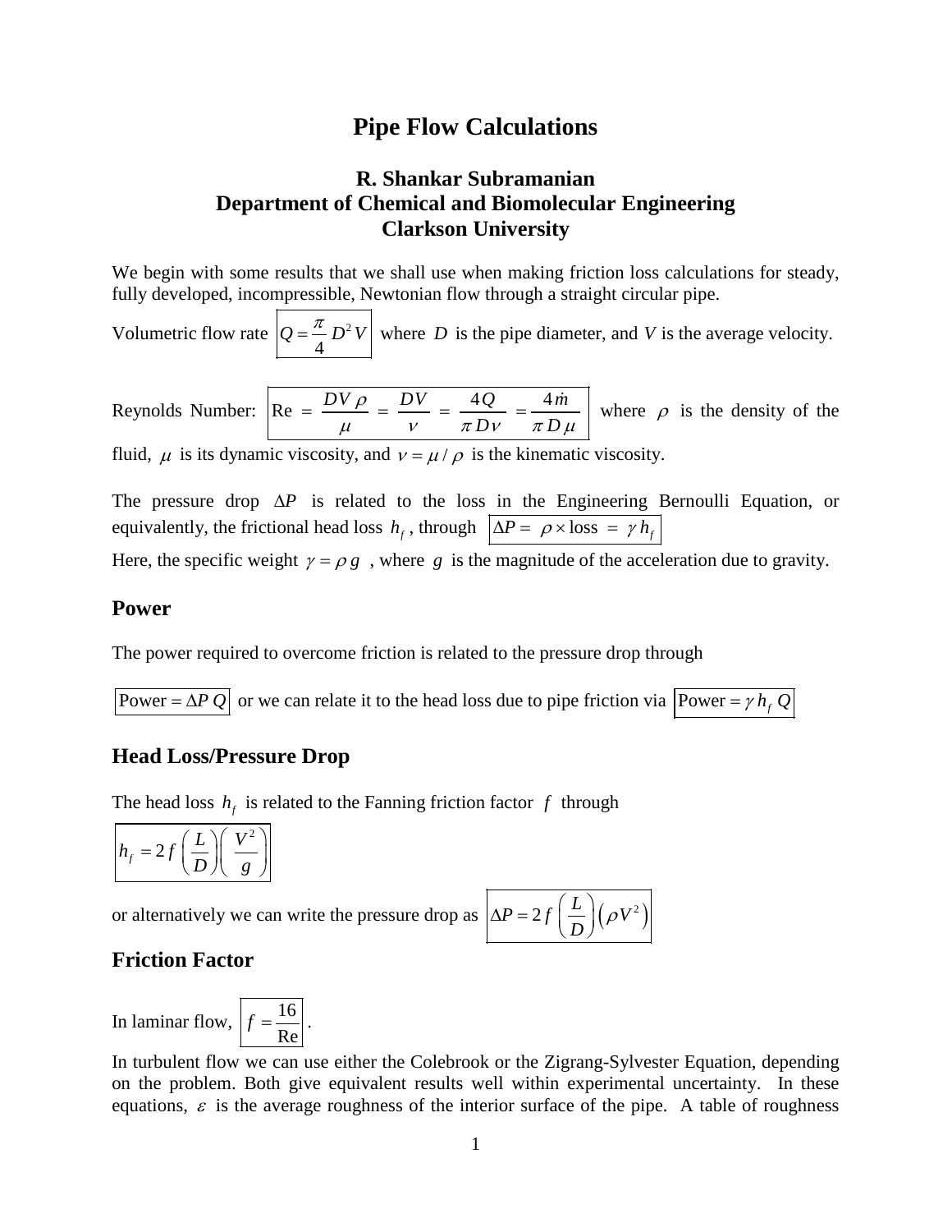# Pipe Flow Calculations

## R. Shankar Subramanian
## Department of Chemical and Biomolecular Engineering
## Clarkson University

We begin with some results that we shall use when making friction loss calculations for steady, fully developed, incompressible, Newtonian flow through a straight circular pipe.

Volumetric flow rate $Q = \frac{\pi}{4} D^2 V$ where $D$ is the pipe diameter, and $V$ is the average velocity.

Reynolds Number: $\text{Re} = \frac{DV\rho}{\mu} = \frac{DV}{\nu} = \frac{4Q}{\pi D \nu} = \frac{4\dot{m}}{\pi D \mu}$ where $\rho$ is the density of the fluid, $\mu$ is its dynamic viscosity, and $\nu = \mu / \rho$ is the kinematic viscosity.

The pressure drop $\Delta P$ is related to the loss in the Engineering Bernoulli Equation, or equivalently, the frictional head loss $h_f$, through $\Delta P = \rho \times \text{loss} = \gamma h_f$

Here, the specific weight $\gamma = \rho g$, where $g$ is the magnitude of the acceleration due to gravity.

## Power

The power required to overcome friction is related to the pressure drop through

$\text{Power} = \Delta P \, Q$ or we can relate it to the head loss due to pipe friction via $\text{Power} = \gamma h_f Q$

## Head Loss/Pressure Drop

The head loss $h_f$ is related to the Fanning friction factor $f$ through

$$h_f = 2f\left(\frac{L}{D}\right)\left(\frac{V^2}{g}\right)$$

or alternatively we can write the pressure drop as $\Delta P = 2f\left(\frac{L}{D}\right)\left(\rho V^2\right)$

## Friction Factor

In laminar flow, $f = \frac{16}{\text{Re}}$.

In turbulent flow we can use either the Colebrook or the Zigrang-Sylvester Equation, depending on the problem. Both give equivalent results well within experimental uncertainty. In these equations, $\varepsilon$ is the average roughness of the interior surface of the pipe. A table of roughness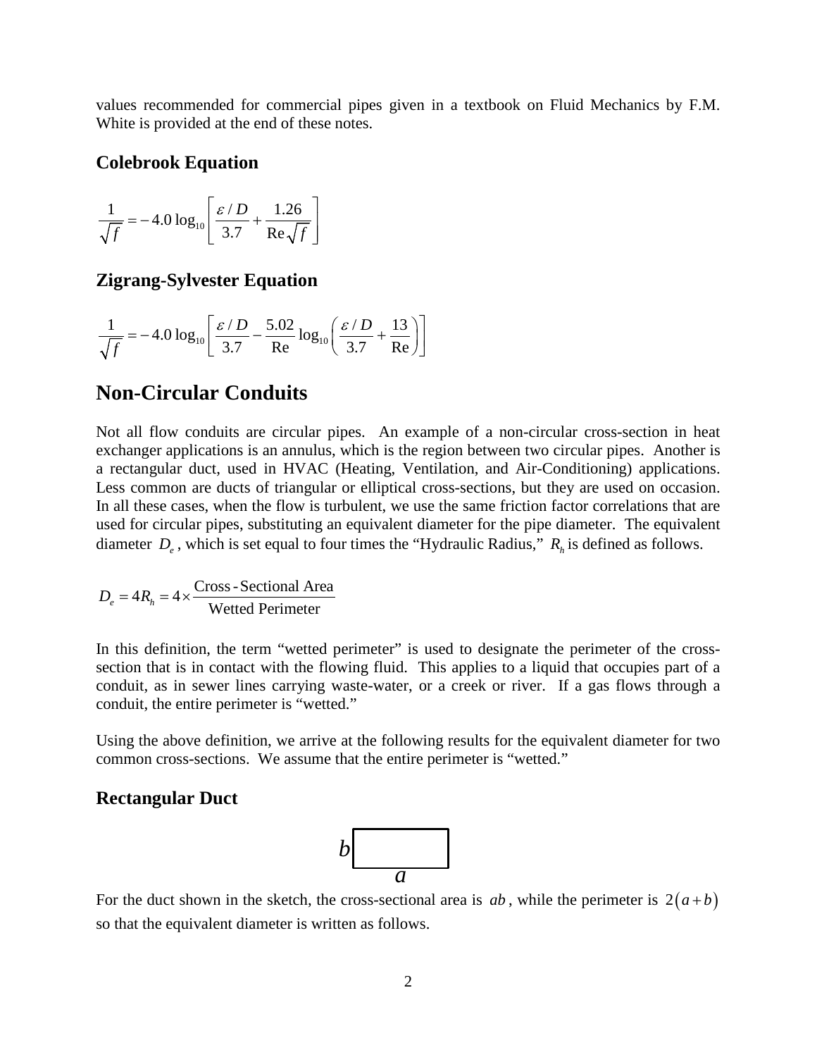values recommended for commercial pipes given in a textbook on Fluid Mechanics by F.M. White is provided at the end of these notes.

### Colebrook Equation

$$\frac{1}{\sqrt{f}} = -4.0\log_{10}\left[\frac{\varepsilon / D}{3.7} + \frac{1.26}{\mathrm{Re}\sqrt{f}}\right]$$

### Zigrang-Sylvester Equation

$$\frac{1}{\sqrt{f}} = -4.0\log_{10}\left[\frac{\varepsilon / D}{3.7} - \frac{5.02}{\mathrm{Re}}\log_{10}\left(\frac{\varepsilon / D}{3.7} + \frac{13}{\mathrm{Re}}\right)\right]$$

## Non-Circular Conduits

Not all flow conduits are circular pipes. An example of a non-circular cross-section in heat exchanger applications is an annulus, which is the region between two circular pipes. Another is a rectangular duct, used in HVAC (Heating, Ventilation, and Air-Conditioning) applications. Less common are ducts of triangular or elliptical cross-sections, but they are used on occasion. In all these cases, when the flow is turbulent, we use the same friction factor correlations that are used for circular pipes, substituting an equivalent diameter for the pipe diameter. The equivalent diameter $D_e$, which is set equal to four times the "Hydraulic Radius," $R_h$ is defined as follows.

$$D_e = 4R_h = 4 \times \frac{\text{Cross-Sectional Area}}{\text{Wetted Perimeter}}$$

In this definition, the term "wetted perimeter" is used to designate the perimeter of the cross-section that is in contact with the flowing fluid. This applies to a liquid that occupies part of a conduit, as in sewer lines carrying waste-water, or a creek or river. If a gas flows through a conduit, the entire perimeter is "wetted."

Using the above definition, we arrive at the following results for the equivalent diameter for two common cross-sections. We assume that the entire perimeter is "wetted."

### Rectangular Duct

For the duct shown in the sketch, the cross-sectional area is $ab$, while the perimeter is $2(a+b)$ so that the equivalent diameter is written as follows.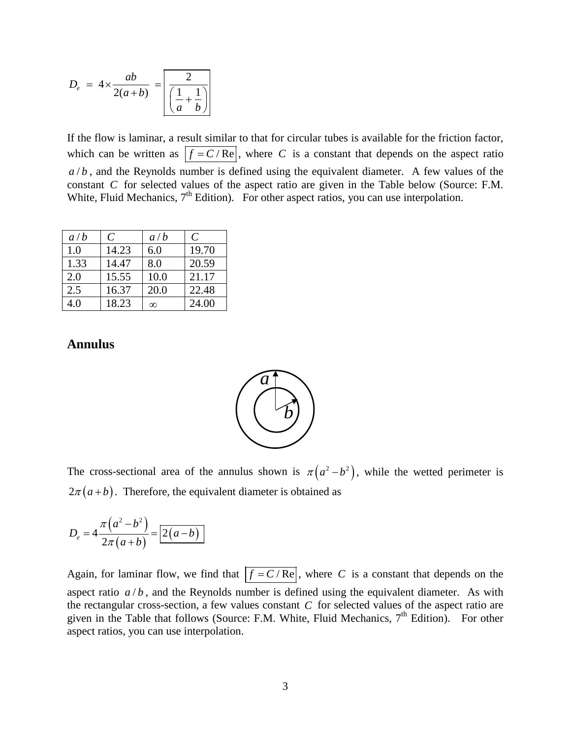$$D_e = 4 \times \frac{ab}{2(a+b)} = \boxed{\frac{2}{\left(\frac{1}{a} + \frac{1}{b}\right)}}$$

If the flow is laminar, a result similar to that for circular tubes is available for the friction factor, which can be written as $\boxed{f = C/\text{Re}}$, where $C$ is a constant that depends on the aspect ratio $a/b$, and the Reynolds number is defined using the equivalent diameter. A few values of the constant $C$ for selected values of the aspect ratio are given in the Table below (Source: F.M. White, Fluid Mechanics, 7th Edition). For other aspect ratios, you can use interpolation.

| $a/b$ | $C$ | $a/b$ | $C$ |
|---|---|---|---|
| 1.0 | 14.23 | 6.0 | 19.70 |
| 1.33 | 14.47 | 8.0 | 20.59 |
| 2.0 | 15.55 | 10.0 | 21.17 |
| 2.5 | 16.37 | 20.0 | 22.48 |
| 4.0 | 18.23 | $\infty$ | 24.00 |

## Annulus

The cross-sectional area of the annulus shown is $\pi\left(a^2 - b^2\right)$, while the wetted perimeter is $2\pi\left(a+b\right)$. Therefore, the equivalent diameter is obtained as

$$D_e = 4\frac{\pi\left(a^2 - b^2\right)}{2\pi\left(a+b\right)} = \boxed{2\left(a-b\right)}$$

Again, for laminar flow, we find that $\boxed{f = C/\text{Re}}$, where $C$ is a constant that depends on the aspect ratio $a/b$, and the Reynolds number is defined using the equivalent diameter. As with the rectangular cross-section, a few values constant $C$ for selected values of the aspect ratio are given in the Table that follows (Source: F.M. White, Fluid Mechanics, 7th Edition). For other aspect ratios, you can use interpolation.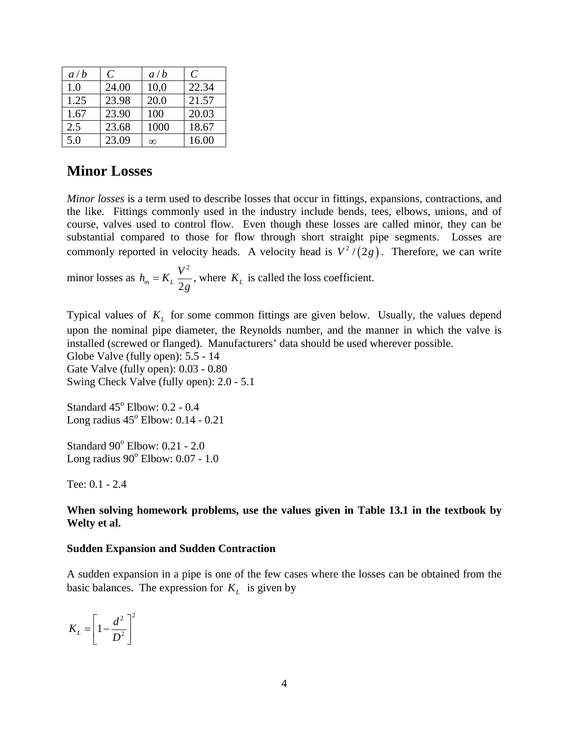| $a/b$ | $C$ | $a/b$ | $C$ |
|---|---|---|---|
| 1.0 | 24.00 | 10,0 | 22.34 |
| 1.25 | 23.98 | 20.0 | 21.57 |
| 1.67 | 23.90 | 100 | 20.03 |
| 2.5 | 23.68 | 1000 | 18.67 |
| 5.0 | 23.09 | $\infty$ | 16.00 |

## Minor Losses

*Minor losses* is a term used to describe losses that occur in fittings, expansions, contractions, and the like. Fittings commonly used in the industry include bends, tees, elbows, unions, and of course, valves used to control flow. Even though these losses are called minor, they can be substantial compared to those for flow through short straight pipe segments. Losses are commonly reported in velocity heads. A velocity head is $V^2/(2g)$. Therefore, we can write minor losses as $h_m = K_L \dfrac{V^2}{2g}$, where $K_L$ is called the loss coefficient.

Typical values of $K_L$ for some common fittings are given below. Usually, the values depend upon the nominal pipe diameter, the Reynolds number, and the manner in which the valve is installed (screwed or flanged). Manufacturers' data should be used wherever possible.
Globe Valve (fully open): 5.5 - 14
Gate Valve (fully open): 0.03 - 0.80
Swing Check Valve (fully open): 2.0 - 5.1

Standard 45$^{\text{o}}$ Elbow: 0.2 - 0.4
Long radius 45$^{\text{o}}$ Elbow: 0.14 - 0.21

Standard 90$^{\text{o}}$ Elbow: 0.21 - 2.0
Long radius 90$^{\text{o}}$ Elbow: 0.07 - 1.0

Tee: 0.1 - 2.4

**When solving homework problems, use the values given in Table 13.1 in the textbook by Welty et al.**

**Sudden Expansion and Sudden Contraction**

A sudden expansion in a pipe is one of the few cases where the losses can be obtained from the basic balances. The expression for $K_L$ is given by

$$K_L = \left[1 - \frac{d^2}{D^2}\right]^2$$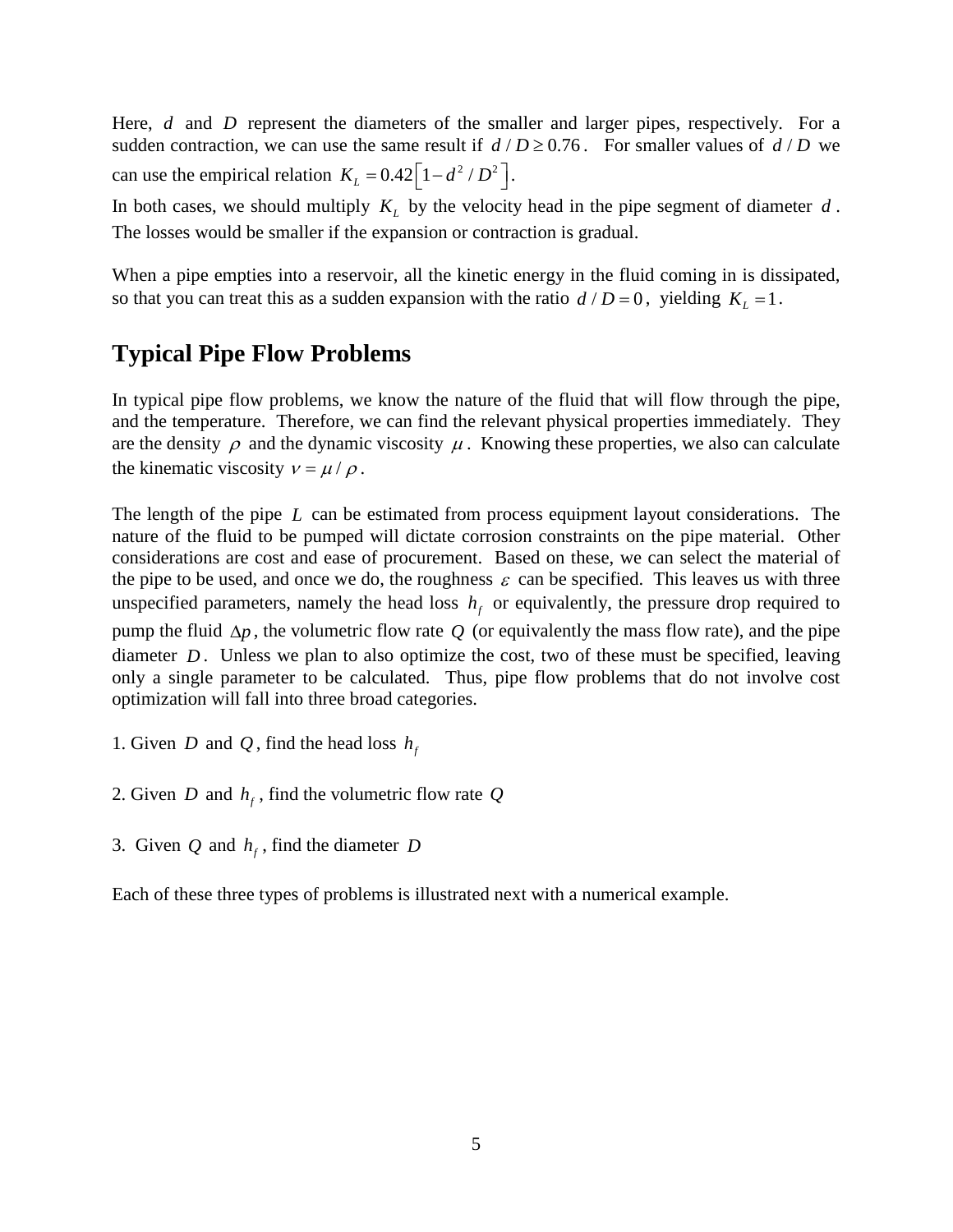Here, $d$ and $D$ represent the diameters of the smaller and larger pipes, respectively. For a sudden contraction, we can use the same result if $d/D \geq 0.76$. For smaller values of $d/D$ we can use the empirical relation $K_L = 0.42\left[1 - d^2/D^2\right]$.

In both cases, we should multiply $K_L$ by the velocity head in the pipe segment of diameter $d$. The losses would be smaller if the expansion or contraction is gradual.

When a pipe empties into a reservoir, all the kinetic energy in the fluid coming in is dissipated, so that you can treat this as a sudden expansion with the ratio $d/D = 0$, yielding $K_L = 1$.

## Typical Pipe Flow Problems

In typical pipe flow problems, we know the nature of the fluid that will flow through the pipe, and the temperature. Therefore, we can find the relevant physical properties immediately. They are the density $\rho$ and the dynamic viscosity $\mu$. Knowing these properties, we also can calculate the kinematic viscosity $\nu = \mu/\rho$.

The length of the pipe $L$ can be estimated from process equipment layout considerations. The nature of the fluid to be pumped will dictate corrosion constraints on the pipe material. Other considerations are cost and ease of procurement. Based on these, we can select the material of the pipe to be used, and once we do, the roughness $\varepsilon$ can be specified. This leaves us with three unspecified parameters, namely the head loss $h_f$ or equivalently, the pressure drop required to pump the fluid $\Delta p$, the volumetric flow rate $Q$ (or equivalently the mass flow rate), and the pipe diameter $D$. Unless we plan to also optimize the cost, two of these must be specified, leaving only a single parameter to be calculated. Thus, pipe flow problems that do not involve cost optimization will fall into three broad categories.

1. Given $D$ and $Q$, find the head loss $h_f$

2. Given $D$ and $h_f$, find the volumetric flow rate $Q$

3. Given $Q$ and $h_f$, find the diameter $D$

Each of these three types of problems is illustrated next with a numerical example.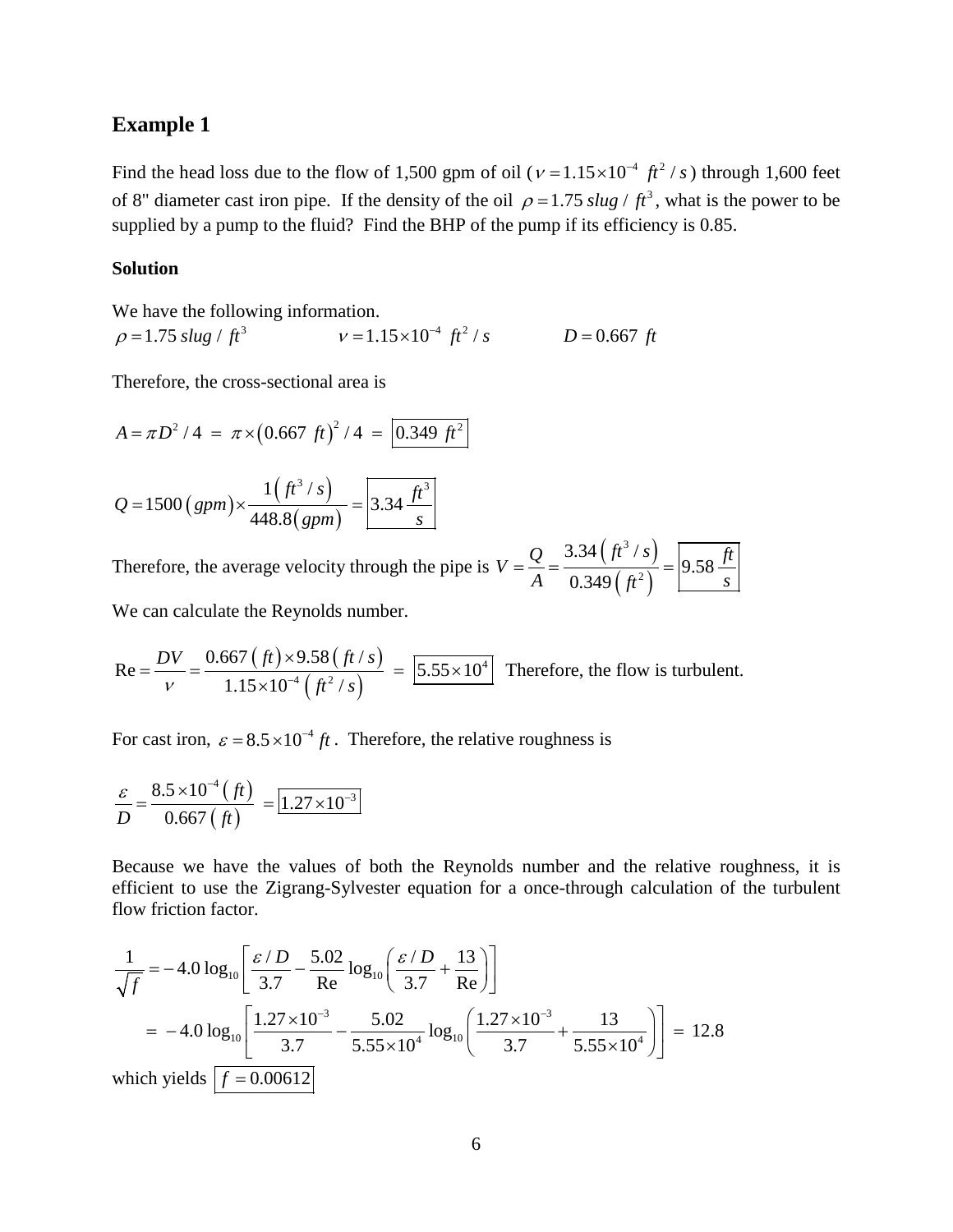## Example 1

Find the head loss due to the flow of 1,500 gpm of oil ($\nu = 1.15\times10^{-4}\ ft^2/s$) through 1,600 feet of 8" diameter cast iron pipe. If the density of the oil $\rho = 1.75\ slug/ft^3$, what is the power to be supplied by a pump to the fluid? Find the BHP of the pump if its efficiency is 0.85.

### Solution

We have the following information.

$\rho = 1.75\ slug/ft^3 \qquad \nu = 1.15\times10^{-4}\ ft^2/s \qquad D = 0.667\ ft$

Therefore, the cross-sectional area is

$$A = \pi D^2/4 = \pi\times(0.667\ ft)^2/4 = \boxed{0.349\ ft^2}$$

$$Q = 1500\,(gpm)\times\frac{1\,(ft^3/s)}{448.8\,(gpm)} = \boxed{3.34\ \frac{ft^3}{s}}$$

Therefore, the average velocity through the pipe is $V = \dfrac{Q}{A} = \dfrac{3.34\,(ft^3/s)}{0.349\,(ft^2)} = \boxed{9.58\ \dfrac{ft}{s}}$

We can calculate the Reynolds number.

$$\text{Re} = \frac{DV}{\nu} = \frac{0.667\,(ft)\times9.58\,(ft/s)}{1.15\times10^{-4}\,(ft^2/s)} = \boxed{5.55\times10^4}$$

Therefore, the flow is turbulent.

For cast iron, $\varepsilon = 8.5\times10^{-4}\ ft$. Therefore, the relative roughness is

$$\frac{\varepsilon}{D} = \frac{8.5\times10^{-4}\,(ft)}{0.667\,(ft)} = \boxed{1.27\times10^{-3}}$$

Because we have the values of both the Reynolds number and the relative roughness, it is efficient to use the Zigrang-Sylvester equation for a once-through calculation of the turbulent flow friction factor.

$$\frac{1}{\sqrt{f}} = -4.0\log_{10}\left[\frac{\varepsilon/D}{3.7} - \frac{5.02}{\text{Re}}\log_{10}\left(\frac{\varepsilon/D}{3.7} + \frac{13}{\text{Re}}\right)\right]$$

$$= -4.0\log_{10}\left[\frac{1.27\times10^{-3}}{3.7} - \frac{5.02}{5.55\times10^4}\log_{10}\left(\frac{1.27\times10^{-3}}{3.7} + \frac{13}{5.55\times10^4}\right)\right] = 12.8$$

which yields $\boxed{f = 0.00612}$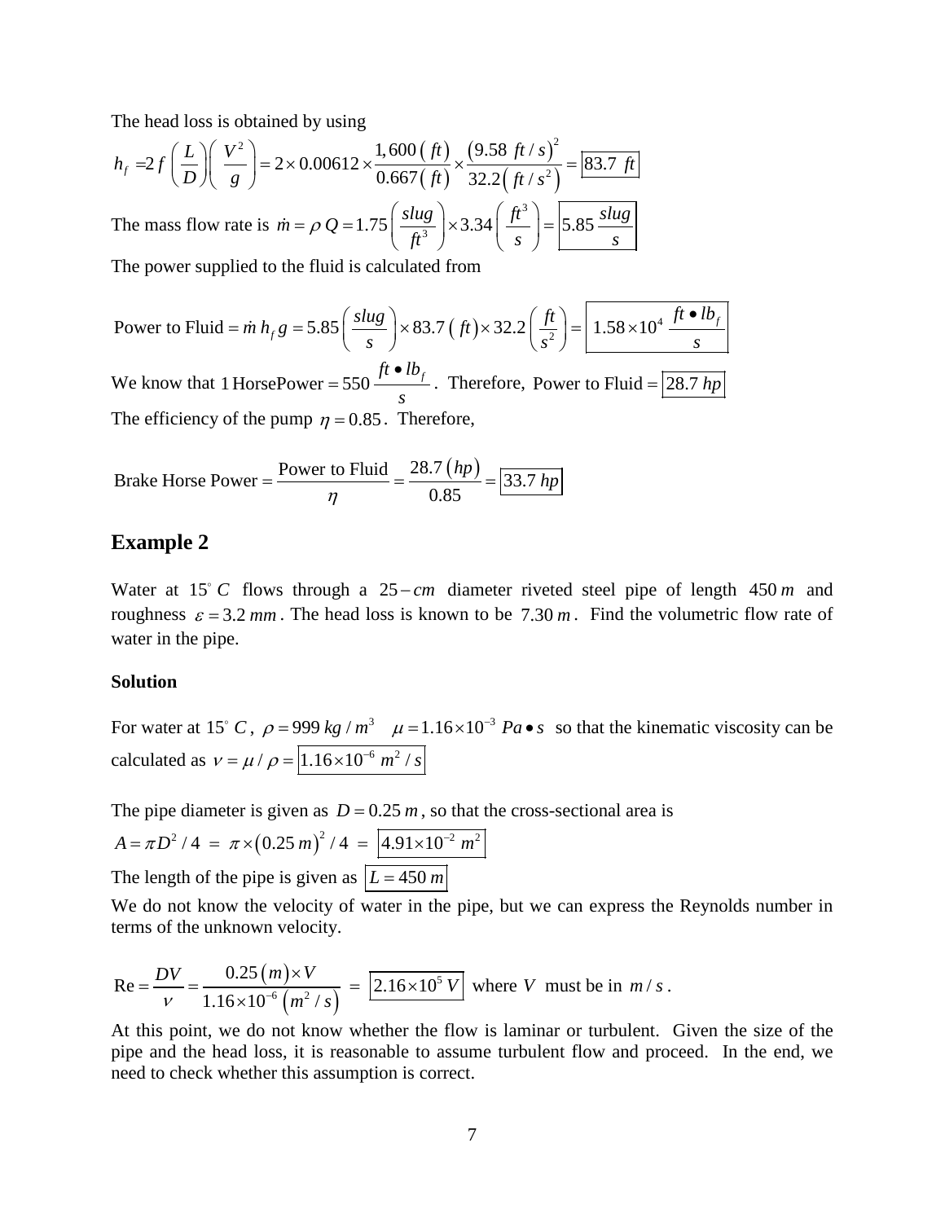The head loss is obtained by using

$$h_f = 2f\left(\frac{L}{D}\right)\left(\frac{V^2}{g}\right) = 2\times 0.00612\times\frac{1{,}600\,(ft)}{0.667\,(ft)}\times\frac{(9.58\ ft/s)^2}{32.2\,(ft/s^2)} = \boxed{83.7\ ft}$$

The mass flow rate is $\dot{m} = \rho\, Q = 1.75\left(\frac{slug}{ft^3}\right)\times 3.34\left(\frac{ft^3}{s}\right) = \boxed{5.85\,\frac{slug}{s}}$

The power supplied to the fluid is calculated from

$$\text{Power to Fluid} = \dot{m}\, h_f\, g = 5.85\left(\frac{slug}{s}\right)\times 83.7\,(ft)\times 32.2\left(\frac{ft}{s^2}\right) = \boxed{1.58\times 10^4\ \frac{ft\bullet lb_f}{s}}$$

We know that $1\,\text{HorsePower} = 550\,\frac{ft\bullet lb_f}{s}$. Therefore, $\text{Power to Fluid} = \boxed{28.7\ hp}$

The efficiency of the pump $\eta = 0.85$. Therefore,

$$\text{Brake Horse Power} = \frac{\text{Power to Fluid}}{\eta} = \frac{28.7\,(hp)}{0.85} = \boxed{33.7\ hp}$$

## Example 2

Water at $15^\circ C$ flows through a $25-cm$ diameter riveted steel pipe of length $450\,m$ and roughness $\varepsilon = 3.2\ mm$. The head loss is known to be $7.30\,m$. Find the volumetric flow rate of water in the pipe.

### Solution

For water at $15^\circ C$, $\rho = 999\ kg/m^3 \quad \mu = 1.16\times 10^{-3}\ Pa\bullet s$ so that the kinematic viscosity can be calculated as $\nu = \mu/\rho = \boxed{1.16\times 10^{-6}\ m^2/s}$

The pipe diameter is given as $D = 0.25\,m$, so that the cross-sectional area is

$A = \pi D^2/4 = \pi\times(0.25\,m)^2/4 = \boxed{4.91\times 10^{-2}\ m^2}$

The length of the pipe is given as $\boxed{L = 450\,m}$

We do not know the velocity of water in the pipe, but we can express the Reynolds number in terms of the unknown velocity.

$$\text{Re} = \frac{DV}{\nu} = \frac{0.25\,(m)\times V}{1.16\times 10^{-6}\,(m^2/s)} = \boxed{2.16\times 10^5\, V}$$ where $V$ must be in $m/s$.

At this point, we do not know whether the flow is laminar or turbulent. Given the size of the pipe and the head loss, it is reasonable to assume turbulent flow and proceed. In the end, we need to check whether this assumption is correct.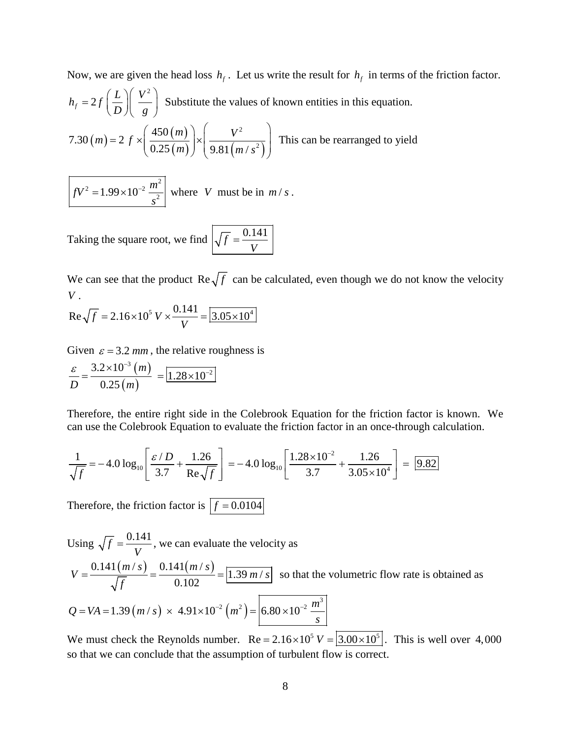Now, we are given the head loss $h_f$. Let us write the result for $h_f$ in terms of the friction factor.

$h_f = 2f\left(\dfrac{L}{D}\right)\left(\dfrac{V^2}{g}\right)$ Substitute the values of known entities in this equation.

$7.30\,(m) = 2\ f \times \left(\dfrac{450\,(m)}{0.25\,(m)}\right) \times \left(\dfrac{V^2}{9.81\,(m/s^2)}\right)$ This can be rearranged to yield

$\boxed{fV^2 = 1.99 \times 10^{-2}\ \dfrac{m^2}{s^2}}$ where $V$ must be in $m/s$.

Taking the square root, we find $\boxed{\sqrt{f} = \dfrac{0.141}{V}}$

We can see that the product $\mathrm{Re}\sqrt{f}$ can be calculated, even though we do not know the velocity $V$.

$$\mathrm{Re}\sqrt{f} = 2.16 \times 10^5\ V \times \frac{0.141}{V} = \boxed{3.05 \times 10^4}$$

Given $\varepsilon = 3.2\ mm$, the relative roughness is

$$\frac{\varepsilon}{D} = \frac{3.2 \times 10^{-3}\ (m)}{0.25\,(m)} = \boxed{1.28 \times 10^{-2}}$$

Therefore, the entire right side in the Colebrook Equation for the friction factor is known. We can use the Colebrook Equation to evaluate the friction factor in an once-through calculation.

$$\frac{1}{\sqrt{f}} = -4.0\,\log_{10}\left[\frac{\varepsilon/D}{3.7} + \frac{1.26}{\mathrm{Re}\sqrt{f}}\right] = -4.0\,\log_{10}\left[\frac{1.28 \times 10^{-2}}{3.7} + \frac{1.26}{3.05 \times 10^4}\right] = \boxed{9.82}$$

Therefore, the friction factor is $\boxed{f = 0.0104}$

Using $\sqrt{f} = \dfrac{0.141}{V}$, we can evaluate the velocity as

$V = \dfrac{0.141\,(m/s)}{\sqrt{f}} = \dfrac{0.141\,(m/s)}{0.102} = \boxed{1.39\ m/s}$ so that the volumetric flow rate is obtained as

$$Q = VA = 1.39\,(m/s) \times 4.91 \times 10^{-2}\,(m^2) = \boxed{6.80 \times 10^{-2}\ \frac{m^3}{s}}$$

We must check the Reynolds number. $\mathrm{Re} = 2.16 \times 10^5\ V = \boxed{3.00 \times 10^5}$. This is well over $4{,}000$ so that we can conclude that the assumption of turbulent flow is correct.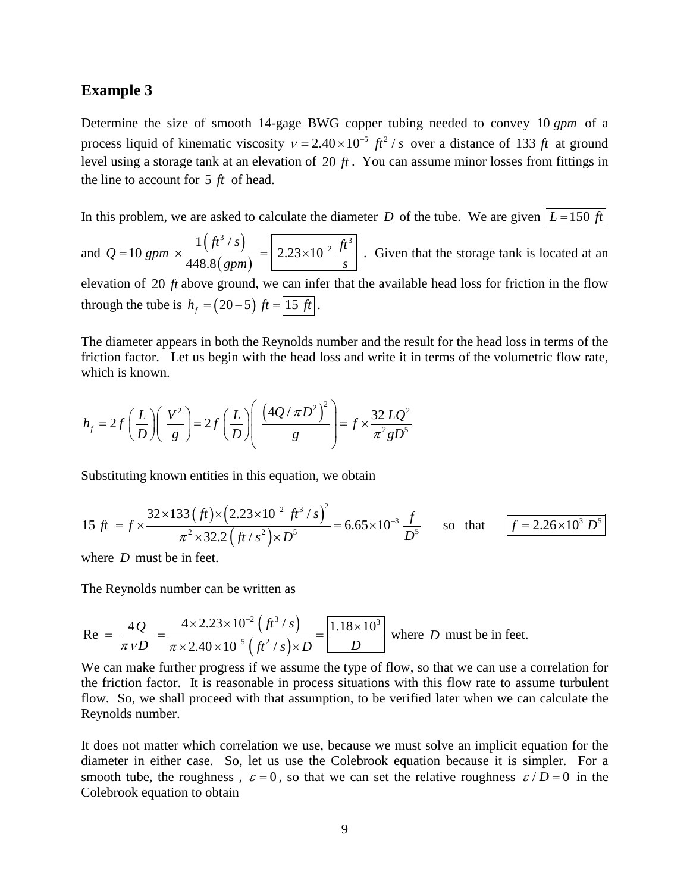## Example 3

Determine the size of smooth 14-gage BWG copper tubing needed to convey $10\ gpm$ of a process liquid of kinematic viscosity $\nu = 2.40 \times 10^{-5}\ ft^2/s$ over a distance of $133\ ft$ at ground level using a storage tank at an elevation of $20\ ft$. You can assume minor losses from fittings in the line to account for $5\ ft$ of head.

In this problem, we are asked to calculate the diameter $D$ of the tube. We are given $\boxed{L = 150\ ft}$ and $Q = 10\ gpm \times \dfrac{1\left(ft^3/s\right)}{448.8\left(gpm\right)} = \boxed{2.23 \times 10^{-2}\ \dfrac{ft^3}{s}}$. Given that the storage tank is located at an elevation of $20\ ft$ above ground, we can infer that the available head loss for friction in the flow through the tube is $h_f = \left(20 - 5\right)\ ft = \boxed{15\ ft}$.

The diameter appears in both the Reynolds number and the result for the head loss in terms of the friction factor. Let us begin with the head loss and write it in terms of the volumetric flow rate, which is known.

$$h_f = 2f\left(\frac{L}{D}\right)\left(\frac{V^2}{g}\right) = 2f\left(\frac{L}{D}\right)\left(\frac{\left(4Q/\pi D^2\right)^2}{g}\right) = f \times \frac{32\ LQ^2}{\pi^2 g D^5}$$

Substituting known entities in this equation, we obtain

$$15\ ft\ = f \times \frac{32 \times 133\left(ft\right) \times \left(2.23 \times 10^{-2}\ ft^3/s\right)^2}{\pi^2 \times 32.2\left(ft/s^2\right) \times D^5} = 6.65 \times 10^{-3}\ \frac{f}{D^5} \qquad \text{so that} \qquad \boxed{f = 2.26 \times 10^3\ D^5}$$

where $D$ must be in feet.

The Reynolds number can be written as

$$\text{Re}\ = \frac{4Q}{\pi \nu D} = \frac{4 \times 2.23 \times 10^{-2}\left(ft^3/s\right)}{\pi \times 2.40 \times 10^{-5}\left(ft^2/s\right) \times D} = \boxed{\frac{1.18 \times 10^3}{D}} \text{ where } D \text{ must be in feet.}$$

We can make further progress if we assume the type of flow, so that we can use a correlation for the friction factor. It is reasonable in process situations with this flow rate to assume turbulent flow. So, we shall proceed with that assumption, to be verified later when we can calculate the Reynolds number.

It does not matter which correlation we use, because we must solve an implicit equation for the diameter in either case. So, let us use the Colebrook equation because it is simpler. For a smooth tube, the roughness , $\varepsilon = 0$, so that we can set the relative roughness $\varepsilon/D = 0$ in the Colebrook equation to obtain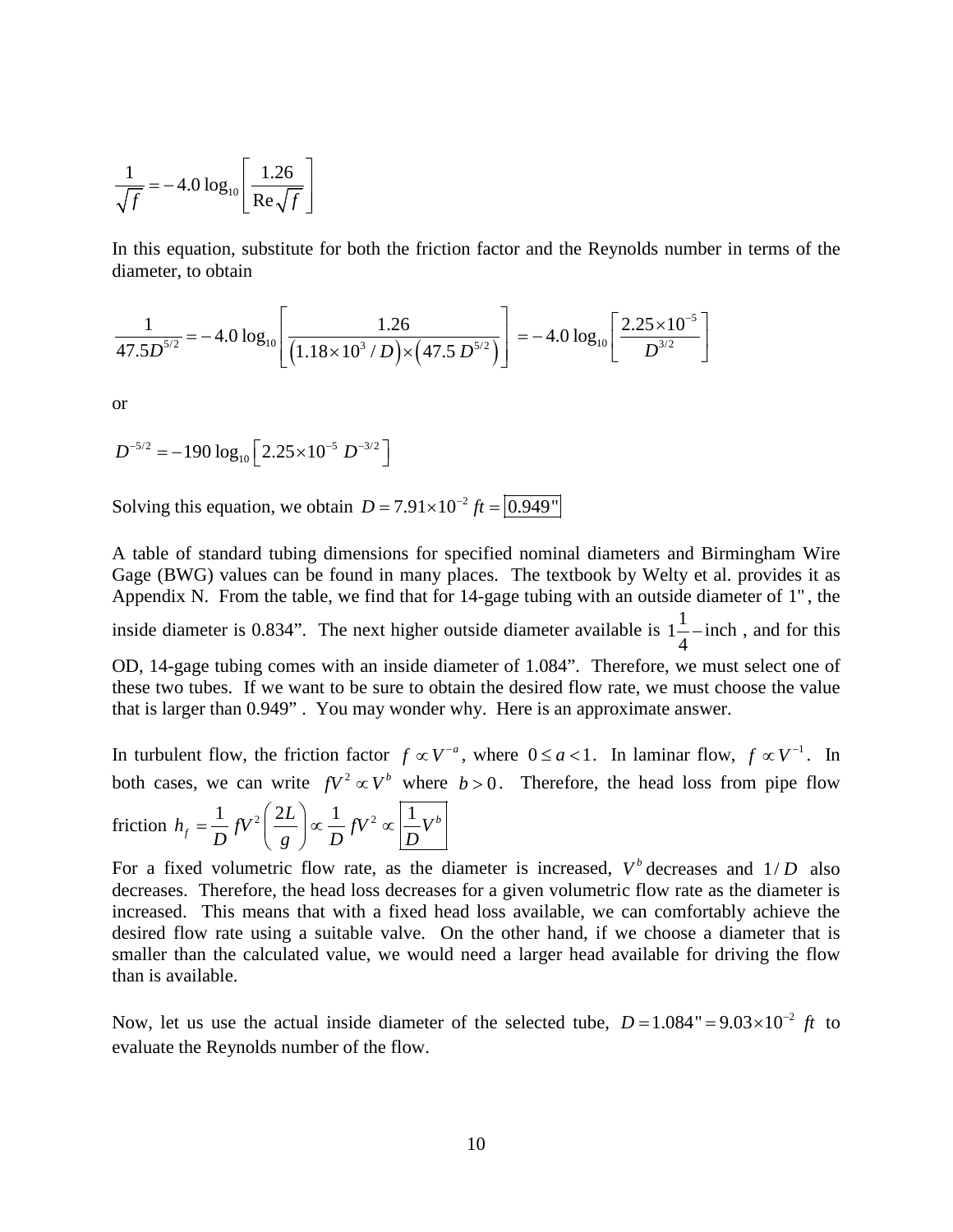$$\frac{1}{\sqrt{f}} = -4.0\log_{10}\left[\frac{1.26}{\text{Re}\sqrt{f}}\right]$$

In this equation, substitute for both the friction factor and the Reynolds number in terms of the diameter, to obtain

$$\frac{1}{47.5D^{5/2}} = -4.0\log_{10}\left[\frac{1.26}{\left(1.18\times10^{3}/D\right)\times\left(47.5\,D^{5/2}\right)}\right] = -4.0\log_{10}\left[\frac{2.25\times10^{-5}}{D^{3/2}}\right]$$

or

$$D^{-5/2} = -190\log_{10}\left[2.25\times10^{-5}\;D^{-3/2}\right]$$

Solving this equation, we obtain $D = 7.91\times10^{-2}\;ft = \boxed{0.949"}$

A table of standard tubing dimensions for specified nominal diameters and Birmingham Wire Gage (BWG) values can be found in many places. The textbook by Welty et al. provides it as Appendix N. From the table, we find that for 14-gage tubing with an outside diameter of 1", the inside diameter is 0.834". The next higher outside diameter available is $1\frac{1}{4}-$inch, and for this OD, 14-gage tubing comes with an inside diameter of 1.084". Therefore, we must select one of these two tubes. If we want to be sure to obtain the desired flow rate, we must choose the value that is larger than 0.949". You may wonder why. Here is an approximate answer.

In turbulent flow, the friction factor $f \propto V^{-a}$, where $0 \le a < 1$. In laminar flow, $f \propto V^{-1}$. In both cases, we can write $fV^2 \propto V^b$ where $b > 0$. Therefore, the head loss from pipe flow friction $h_f = \frac{1}{D} fV^2\left(\frac{2L}{g}\right) \propto \frac{1}{D} fV^2 \propto \boxed{\frac{1}{D}V^b}$

For a fixed volumetric flow rate, as the diameter is increased, $V^b$ decreases and $1/D$ also decreases. Therefore, the head loss decreases for a given volumetric flow rate as the diameter is increased. This means that with a fixed head loss available, we can comfortably achieve the desired flow rate using a suitable valve. On the other hand, if we choose a diameter that is smaller than the calculated value, we would need a larger head available for driving the flow than is available.

Now, let us use the actual inside diameter of the selected tube, $D = 1.084" = 9.03\times10^{-2}\;ft$ to evaluate the Reynolds number of the flow.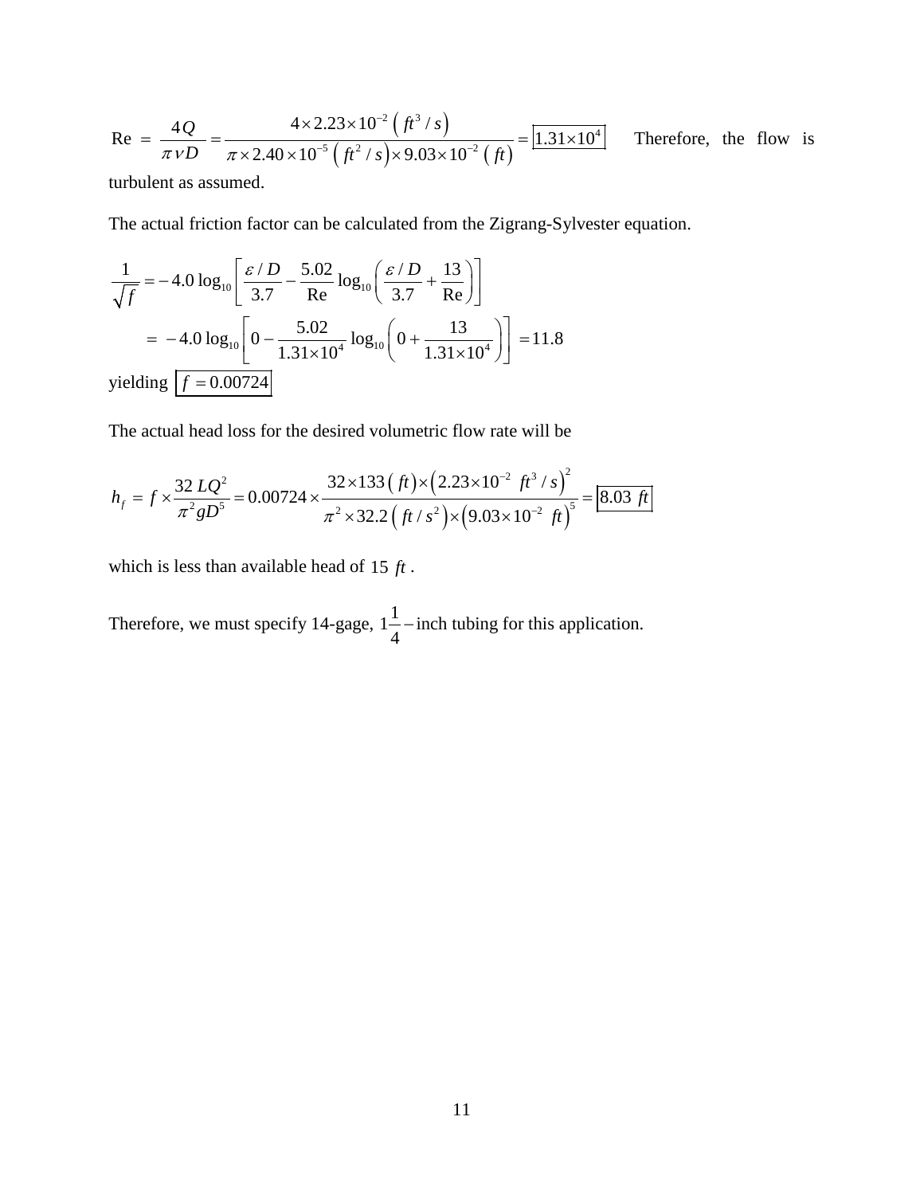$$\text{Re} = \frac{4Q}{\pi \nu D} = \frac{4 \times 2.23 \times 10^{-2}\left(ft^3/s\right)}{\pi \times 2.40 \times 10^{-5}\left(ft^2/s\right) \times 9.03 \times 10^{-2}\left(ft\right)} = \boxed{1.31 \times 10^4}$$

Therefore, the flow is turbulent as assumed.

The actual friction factor can be calculated from the Zigrang-Sylvester equation.

$$\frac{1}{\sqrt{f}} = -4.0\log_{10}\left[\frac{\varepsilon/D}{3.7} - \frac{5.02}{\text{Re}}\log_{10}\left(\frac{\varepsilon/D}{3.7} + \frac{13}{\text{Re}}\right)\right]$$

$$= -4.0\log_{10}\left[0 - \frac{5.02}{1.31 \times 10^4}\log_{10}\left(0 + \frac{13}{1.31 \times 10^4}\right)\right] = 11.8$$

yielding $\boxed{f = 0.00724}$

The actual head loss for the desired volumetric flow rate will be

$$h_f = f \times \frac{32\,LQ^2}{\pi^2 g D^5} = 0.00724 \times \frac{32 \times 133\left(ft\right) \times \left(2.23 \times 10^{-2}\ ft^3/s\right)^2}{\pi^2 \times 32.2\left(ft/s^2\right) \times \left(9.03 \times 10^{-2}\ ft\right)^5} = \boxed{8.03\ ft}$$

which is less than available head of $15\ ft$.

Therefore, we must specify 14-gage, $1\frac{1}{4}$ – inch tubing for this application.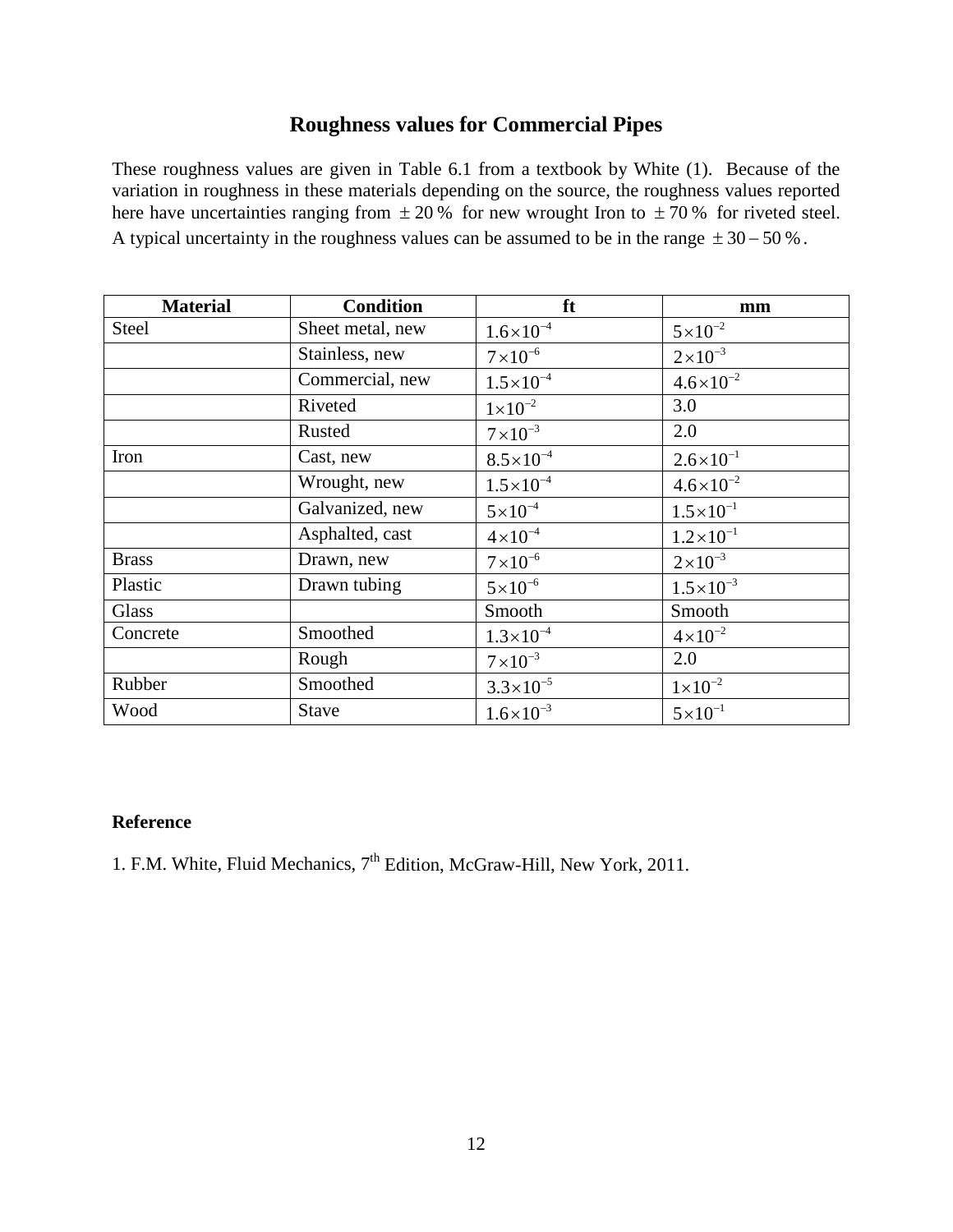# Roughness values for Commercial Pipes

These roughness values are given in Table 6.1 from a textbook by White (1). Because of the variation in roughness in these materials depending on the source, the roughness values reported here have uncertainties ranging from $\pm 20\,\%$ for new wrought Iron to $\pm 70\,\%$ for riveted steel. A typical uncertainty in the roughness values can be assumed to be in the range $\pm 30 - 50\,\%$.

| Material | Condition | ft | mm |
|---|---|---|---|
| Steel | Sheet metal, new | $1.6\times10^{-4}$ | $5\times10^{-2}$ |
| | Stainless, new | $7\times10^{-6}$ | $2\times10^{-3}$ |
| | Commercial, new | $1.5\times10^{-4}$ | $4.6\times10^{-2}$ |
| | Riveted | $1\times10^{-2}$ | 3.0 |
| | Rusted | $7\times10^{-3}$ | 2.0 |
| Iron | Cast, new | $8.5\times10^{-4}$ | $2.6\times10^{-1}$ |
| | Wrought, new | $1.5\times10^{-4}$ | $4.6\times10^{-2}$ |
| | Galvanized, new | $5\times10^{-4}$ | $1.5\times10^{-1}$ |
| | Asphalted, cast | $4\times10^{-4}$ | $1.2\times10^{-1}$ |
| Brass | Drawn, new | $7\times10^{-6}$ | $2\times10^{-3}$ |
| Plastic | Drawn tubing | $5\times10^{-6}$ | $1.5\times10^{-3}$ |
| Glass | | Smooth | Smooth |
| Concrete | Smoothed | $1.3\times10^{-4}$ | $4\times10^{-2}$ |
| | Rough | $7\times10^{-3}$ | 2.0 |
| Rubber | Smoothed | $3.3\times10^{-5}$ | $1\times10^{-2}$ |
| Wood | Stave | $1.6\times10^{-3}$ | $5\times10^{-1}$ |

**Reference**

1. F.M. White, Fluid Mechanics, 7th Edition, McGraw-Hill, New York, 2011.